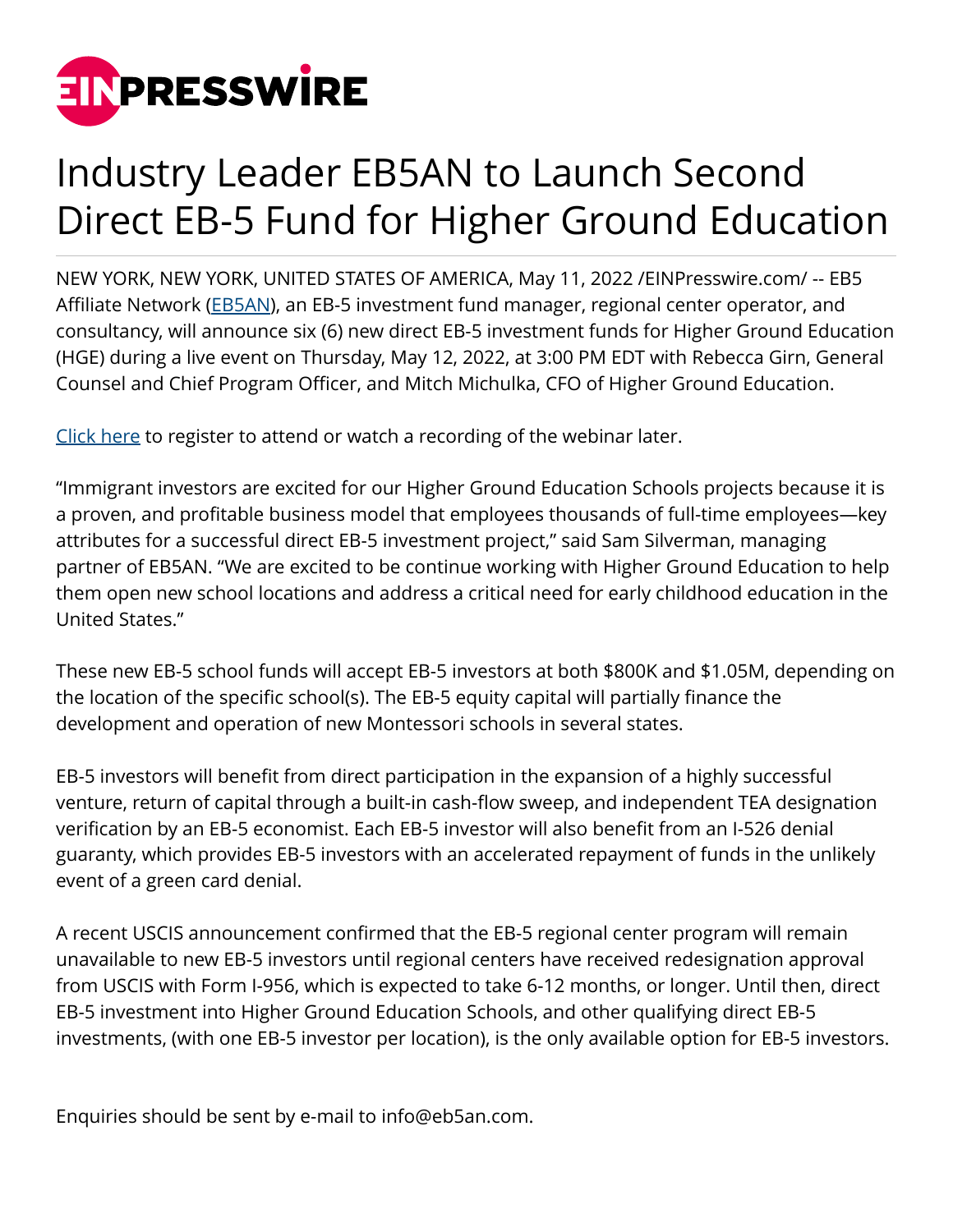# Industry Leader EB5AN to Launch Second Direct EB-5 Fund for Higher Ground Education

NEW YORK, NEW YORK, UNITED STATES OF AMERICA, May 11, 2022 /EINPresswire.com/ -- EB5 Affiliate Network (EB5AN), an EB-5 investment fund manager, regional center operator, and consultancy, will announce six (6) new direct EB-5 investment funds for Higher Ground Education (HGE) during a live event on Thursday, May 12, 2022, at 3:00 PM EDT with Rebecca Girn, General Counsel and Chief Program Officer, and Mitch Michulka, CFO of Higher Ground Education.

Click here to register to attend or watch a recording of the webinar later.

“Immigrant investors are excited for our Higher Ground Education Schools projects because it is a proven, and profitable business model that employees thousands of full-time employees—key attributes for a successful direct EB-5 investment project,” said Sam Silverman, managing partner of EB5AN. “We are excited to be continue working with Higher Ground Education to help them open new school locations and address a critical need for early childhood education in the United States.”

These new EB-5 school funds will accept EB-5 investors at both $800K and $1.05M, depending on the location of the specific school(s). The EB-5 equity capital will partially finance the development and operation of new Montessori schools in several states.

EB-5 investors will benefit from direct participation in the expansion of a highly successful venture, return of capital through a built-in cash-flow sweep, and independent TEA designation verification by an EB-5 economist. Each EB-5 investor will also benefit from an I-526 denial guaranty, which provides EB-5 investors with an accelerated repayment of funds in the unlikely event of a green card denial.

A recent USCIS announcement confirmed that the EB-5 regional center program will remain unavailable to new EB-5 investors until regional centers have received redesignation approval from USCIS with Form I-956, which is expected to take 6-12 months, or longer. Until then, direct EB-5 investment into Higher Ground Education Schools, and other qualifying direct EB-5 investments, (with one EB-5 investor per location), is the only available option for EB-5 investors.

Enquiries should be sent by e-mail to info@eb5an.com.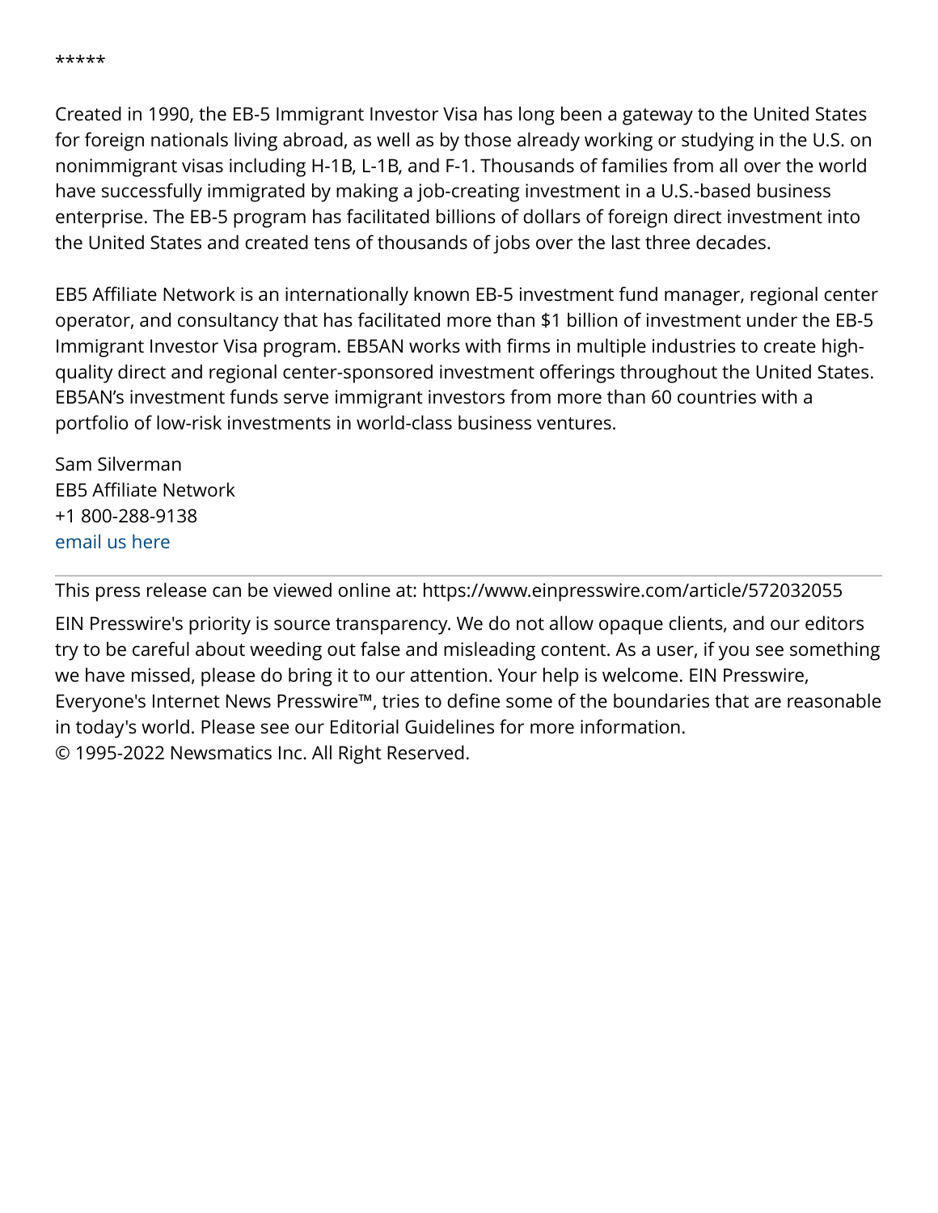*****

Created in 1990, the EB-5 Immigrant Investor Visa has long been a gateway to the United States for foreign nationals living abroad, as well as by those already working or studying in the U.S. on nonimmigrant visas including H-1B, L-1B, and F-1. Thousands of families from all over the world have successfully immigrated by making a job-creating investment in a U.S.-based business enterprise. The EB-5 program has facilitated billions of dollars of foreign direct investment into the United States and created tens of thousands of jobs over the last three decades.

EB5 Affiliate Network is an internationally known EB-5 investment fund manager, regional center operator, and consultancy that has facilitated more than $1 billion of investment under the EB-5 Immigrant Investor Visa program. EB5AN works with firms in multiple industries to create high-quality direct and regional center-sponsored investment offerings throughout the United States. EB5AN's investment funds serve immigrant investors from more than 60 countries with a portfolio of low-risk investments in world-class business ventures.

Sam Silverman
EB5 Affiliate Network
+1 800-288-9138
email us here

---

This press release can be viewed online at: https://www.einpresswire.com/article/572032055

EIN Presswire's priority is source transparency. We do not allow opaque clients, and our editors try to be careful about weeding out false and misleading content. As a user, if you see something we have missed, please do bring it to our attention. Your help is welcome. EIN Presswire, Everyone's Internet News Presswire™, tries to define some of the boundaries that are reasonable in today's world. Please see our Editorial Guidelines for more information.
© 1995-2022 Newsmatics Inc. All Right Reserved.